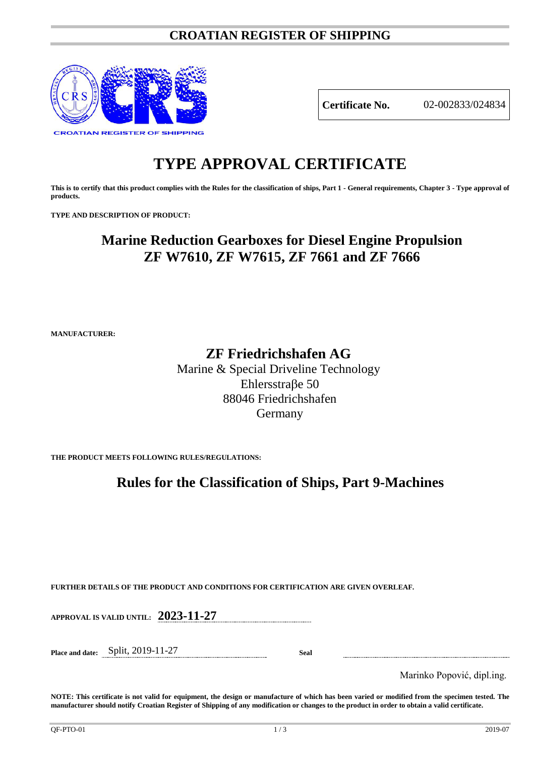# CROATIAN REGISTER OF SHIPPING

CROATIAN REGISTER OF SHIPPING

| **Certificate No.** | 02-002833/024834 |
|---|---|

# TYPE APPROVAL CERTIFICATE

**This is to certify that this product complies with the Rules for the classification of ships, Part 1 - General requirements, Chapter 3 - Type approval of products.**

**TYPE AND DESCRIPTION OF PRODUCT:**

## Marine Reduction Gearboxes for Diesel Engine Propulsion ZF W7610, ZF W7615, ZF 7661 and ZF 7666

**MANUFACTURER:**

**ZF Friedrichshafen AG**
Marine & Special Driveline Technology
Ehlersstraβe 50
88046 Friedrichshafen
Germany

**THE PRODUCT MEETS FOLLOWING RULES/REGULATIONS:**

## Rules for the Classification of Ships, Part 9-Machines

**FURTHER DETAILS OF THE PRODUCT AND CONDITIONS FOR CERTIFICATION ARE GIVEN OVERLEAF.**

**APPROVAL IS VALID UNTIL:** **2023-11-27**

**Place and date:** Split, 2019-11-27 **Seal**

Marinko Popović, dipl.ing.

**NOTE: This certificate is not valid for equipment, the design or manufacture of which has been varied or modified from the specimen tested. The manufacturer should notify Croatian Register of Shipping of any modification or changes to the product in order to obtain a valid certificate.**

QF-PTO-01 2019-07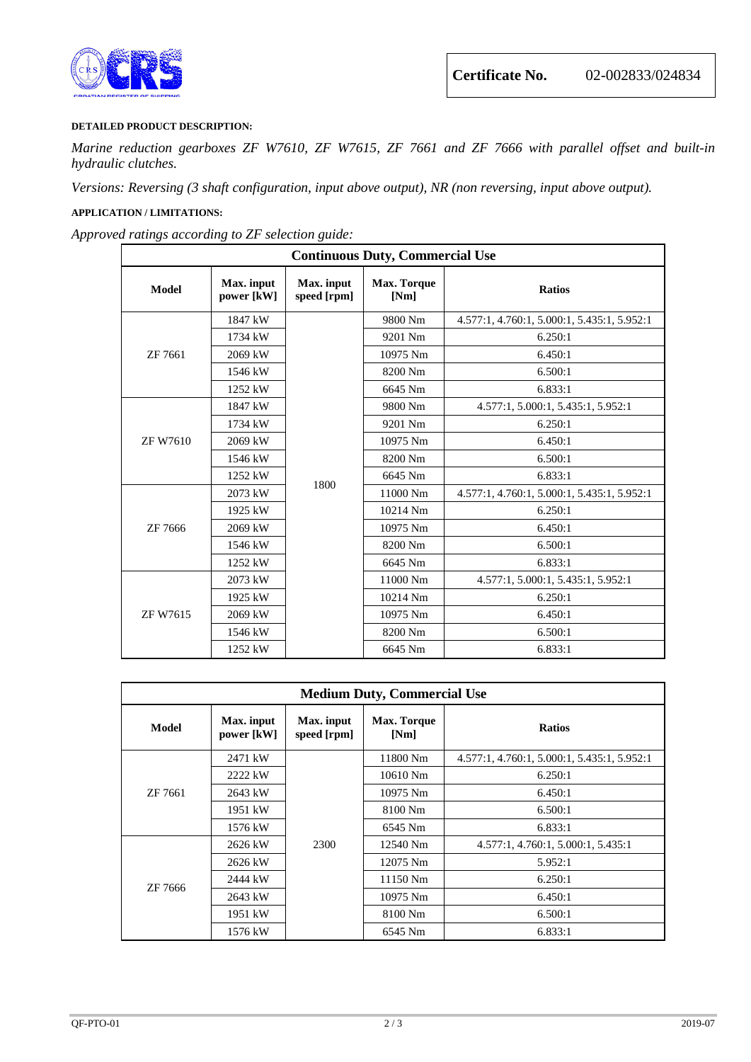**Certificate No.** 02-002833/024834

**DETAILED PRODUCT DESCRIPTION:**

*Marine reduction gearboxes ZF W7610, ZF W7615, ZF 7661 and ZF 7666 with parallel offset and built-in hydraulic clutches.*

*Versions: Reversing (3 shaft configuration, input above output), NR (non reversing, input above output).*

**APPLICATION / LIMITATIONS:**

*Approved ratings according to ZF selection guide:*

| Continuous Duty, Commercial Use | | | | |
|---|---|---|---|---|
| **Model** | **Max. input power [kW]** | **Max. input speed [rpm]** | **Max. Torque [Nm]** | **Ratios** |
| ZF 7661 | 1847 kW | 1800 | 9800 Nm | 4.577:1, 4.760:1, 5.000:1, 5.435:1, 5.952:1 |
| | 1734 kW | | 9201 Nm | 6.250:1 |
| | 2069 kW | | 10975 Nm | 6.450:1 |
| | 1546 kW | | 8200 Nm | 6.500:1 |
| | 1252 kW | | 6645 Nm | 6.833:1 |
| ZF W7610 | 1847 kW | | 9800 Nm | 4.577:1, 5.000:1, 5.435:1, 5.952:1 |
| | 1734 kW | | 9201 Nm | 6.250:1 |
| | 2069 kW | | 10975 Nm | 6.450:1 |
| | 1546 kW | | 8200 Nm | 6.500:1 |
| | 1252 kW | | 6645 Nm | 6.833:1 |
| ZF 7666 | 2073 kW | | 11000 Nm | 4.577:1, 4.760:1, 5.000:1, 5.435:1, 5.952:1 |
| | 1925 kW | | 10214 Nm | 6.250:1 |
| | 2069 kW | | 10975 Nm | 6.450:1 |
| | 1546 kW | | 8200 Nm | 6.500:1 |
| | 1252 kW | | 6645 Nm | 6.833:1 |
| ZF W7615 | 2073 kW | | 11000 Nm | 4.577:1, 5.000:1, 5.435:1, 5.952:1 |
| | 1925 kW | | 10214 Nm | 6.250:1 |
| | 2069 kW | | 10975 Nm | 6.450:1 |
| | 1546 kW | | 8200 Nm | 6.500:1 |
| | 1252 kW | | 6645 Nm | 6.833:1 |

| Medium Duty, Commercial Use | | | | |
|---|---|---|---|---|
| **Model** | **Max. input power [kW]** | **Max. input speed [rpm]** | **Max. Torque [Nm]** | **Ratios** |
| ZF 7661 | 2471 kW | 2300 | 11800 Nm | 4.577:1, 4.760:1, 5.000:1, 5.435:1, 5.952:1 |
| | 2222 kW | | 10610 Nm | 6.250:1 |
| | 2643 kW | | 10975 Nm | 6.450:1 |
| | 1951 kW | | 8100 Nm | 6.500:1 |
| | 1576 kW | | 6545 Nm | 6.833:1 |
| ZF 7666 | 2626 kW | | 12540 Nm | 4.577:1, 4.760:1, 5.000:1, 5.435:1 |
| | 2626 kW | | 12075 Nm | 5.952:1 |
| | 2444 kW | | 11150 Nm | 6.250:1 |
| | 2643 kW | | 10975 Nm | 6.450:1 |
| | 1951 kW | | 8100 Nm | 6.500:1 |
| | 1576 kW | | 6545 Nm | 6.833:1 |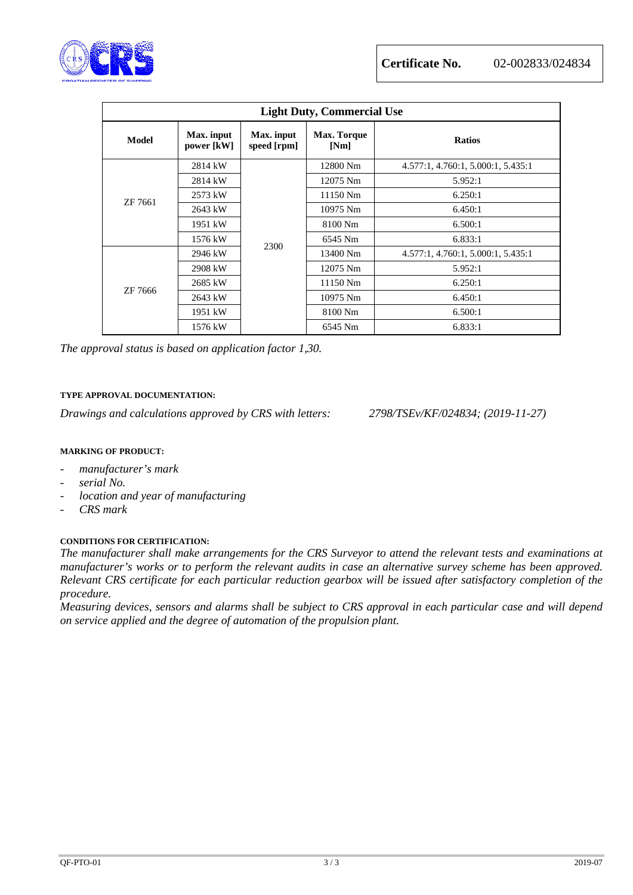**Certificate No.** 02-002833/024834

| Light Duty, Commercial Use | | | | |
|---|---|---|---|---|
| **Model** | **Max. input power [kW]** | **Max. input speed [rpm]** | **Max. Torque [Nm]** | **Ratios** |
| ZF 7661 | 2814 kW | 2300 | 12800 Nm | 4.577:1, 4.760:1, 5.000:1, 5.435:1 |
| | 2814 kW | | 12075 Nm | 5.952:1 |
| | 2573 kW | | 11150 Nm | 6.250:1 |
| | 2643 kW | | 10975 Nm | 6.450:1 |
| | 1951 kW | | 8100 Nm | 6.500:1 |
| | 1576 kW | | 6545 Nm | 6.833:1 |
| ZF 7666 | 2946 kW | | 13400 Nm | 4.577:1, 4.760:1, 5.000:1, 5.435:1 |
| | 2908 kW | | 12075 Nm | 5.952:1 |
| | 2685 kW | | 11150 Nm | 6.250:1 |
| | 2643 kW | | 10975 Nm | 6.450:1 |
| | 1951 kW | | 8100 Nm | 6.500:1 |
| | 1576 kW | | 6545 Nm | 6.833:1 |

*The approval status is based on application factor 1,30.*

**TYPE APPROVAL DOCUMENTATION:**

*Drawings and calculations approved by CRS with letters:* *2798/TSEv/KF/024834; (2019-11-27)*

**MARKING OF PRODUCT:**

- *manufacturer's mark*
- *serial No.*
- *location and year of manufacturing*
- *CRS mark*

**CONDITIONS FOR CERTIFICATION:**

*The manufacturer shall make arrangements for the CRS Surveyor to attend the relevant tests and examinations at manufacturer's works or to perform the relevant audits in case an alternative survey scheme has been approved. Relevant CRS certificate for each particular reduction gearbox will be issued after satisfactory completion of the procedure.*

*Measuring devices, sensors and alarms shall be subject to CRS approval in each particular case and will depend on service applied and the degree of automation of the propulsion plant.*